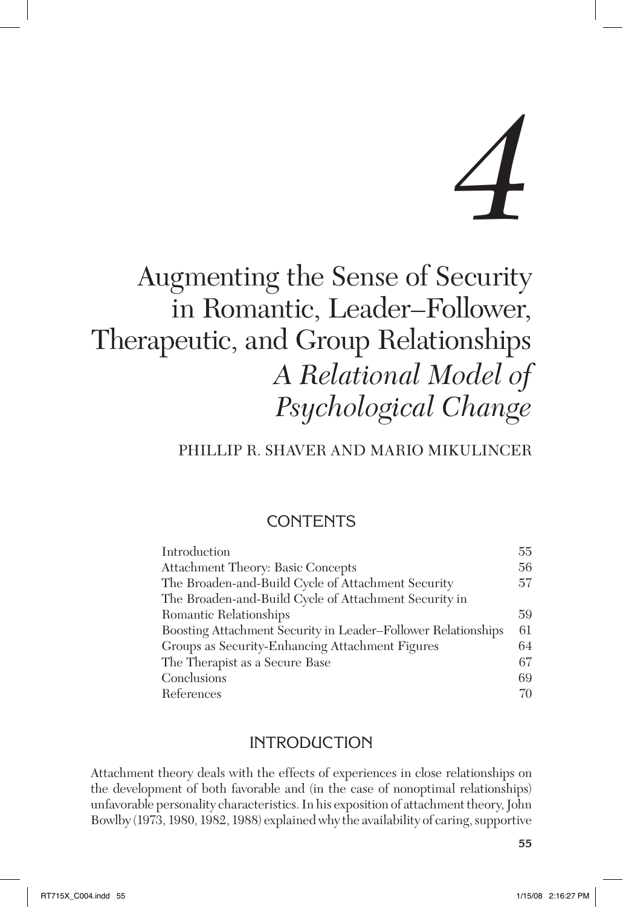# 4

# Augmenting the Sense of Security in Romantic, Leader–Follower, Therapeutic, and Group Relationships

## *A Relational Model of Psychological Change*

PHILLIP R. SHAVER AND MARIO MIKULINCER

## CONTENTS

| | |
|---|---|
| Introduction | 55 |
| Attachment Theory: Basic Concepts | 56 |
| The Broaden-and-Build Cycle of Attachment Security | 57 |
| The Broaden-and-Build Cycle of Attachment Security in Romantic Relationships | 59 |
| Boosting Attachment Security in Leader–Follower Relationships | 61 |
| Groups as Security-Enhancing Attachment Figures | 64 |
| The Therapist as a Secure Base | 67 |
| Conclusions | 69 |
| References | 70 |

## INTRODUCTION

Attachment theory deals with the effects of experiences in close relationships on the development of both favorable and (in the case of nonoptimal relationships) unfavorable personality characteristics. In his exposition of attachment theory, John Bowlby (1973, 1980, 1982, 1988) explained why the availability of caring, supportive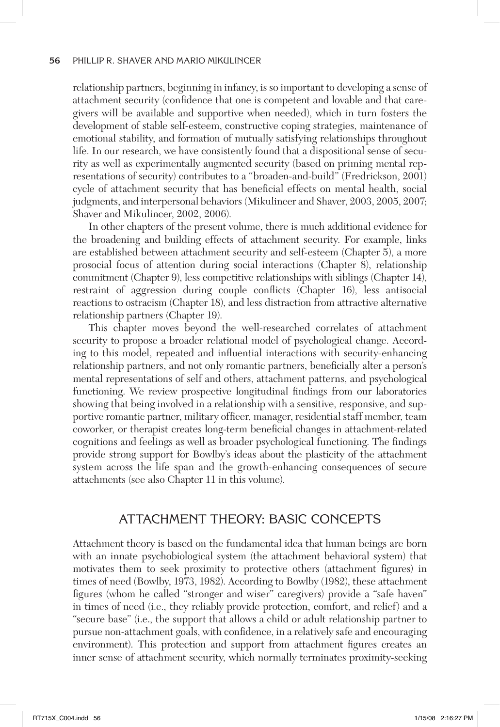relationship partners, beginning in infancy, is so important to developing a sense of attachment security (confidence that one is competent and lovable and that caregivers will be available and supportive when needed), which in turn fosters the development of stable self-esteem, constructive coping strategies, maintenance of emotional stability, and formation of mutually satisfying relationships throughout life. In our research, we have consistently found that a dispositional sense of security as well as experimentally augmented security (based on priming mental representations of security) contributes to a "broaden-and-build" (Fredrickson, 2001) cycle of attachment security that has beneficial effects on mental health, social judgments, and interpersonal behaviors (Mikulincer and Shaver, 2003, 2005, 2007; Shaver and Mikulincer, 2002, 2006).

In other chapters of the present volume, there is much additional evidence for the broadening and building effects of attachment security. For example, links are established between attachment security and self-esteem (Chapter 5), a more prosocial focus of attention during social interactions (Chapter 8), relationship commitment (Chapter 9), less competitive relationships with siblings (Chapter 14), restraint of aggression during couple conflicts (Chapter 16), less antisocial reactions to ostracism (Chapter 18), and less distraction from attractive alternative relationship partners (Chapter 19).

This chapter moves beyond the well-researched correlates of attachment security to propose a broader relational model of psychological change. According to this model, repeated and influential interactions with security-enhancing relationship partners, and not only romantic partners, beneficially alter a person's mental representations of self and others, attachment patterns, and psychological functioning. We review prospective longitudinal findings from our laboratories showing that being involved in a relationship with a sensitive, responsive, and supportive romantic partner, military officer, manager, residential staff member, team coworker, or therapist creates long-term beneficial changes in attachment-related cognitions and feelings as well as broader psychological functioning. The findings provide strong support for Bowlby's ideas about the plasticity of the attachment system across the life span and the growth-enhancing consequences of secure attachments (see also Chapter 11 in this volume).

## ATTACHMENT THEORY: BASIC CONCEPTS

Attachment theory is based on the fundamental idea that human beings are born with an innate psychobiological system (the attachment behavioral system) that motivates them to seek proximity to protective others (attachment figures) in times of need (Bowlby, 1973, 1982). According to Bowlby (1982), these attachment figures (whom he called "stronger and wiser" caregivers) provide a "safe haven" in times of need (i.e., they reliably provide protection, comfort, and relief) and a "secure base" (i.e., the support that allows a child or adult relationship partner to pursue non-attachment goals, with confidence, in a relatively safe and encouraging environment). This protection and support from attachment figures creates an inner sense of attachment security, which normally terminates proximity-seeking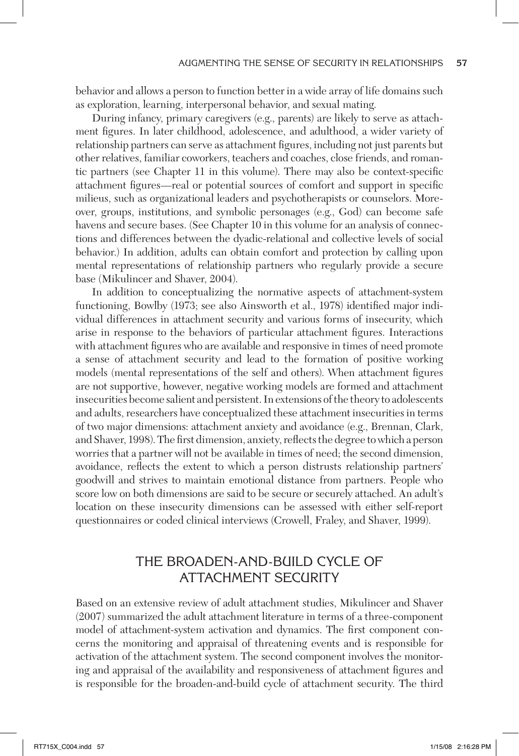behavior and allows a person to function better in a wide array of life domains such as exploration, learning, interpersonal behavior, and sexual mating.

During infancy, primary caregivers (e.g., parents) are likely to serve as attachment figures. In later childhood, adolescence, and adulthood, a wider variety of relationship partners can serve as attachment figures, including not just parents but other relatives, familiar coworkers, teachers and coaches, close friends, and romantic partners (see Chapter 11 in this volume). There may also be context-specific attachment figures—real or potential sources of comfort and support in specific milieus, such as organizational leaders and psychotherapists or counselors. Moreover, groups, institutions, and symbolic personages (e.g., God) can become safe havens and secure bases. (See Chapter 10 in this volume for an analysis of connections and differences between the dyadic-relational and collective levels of social behavior.) In addition, adults can obtain comfort and protection by calling upon mental representations of relationship partners who regularly provide a secure base (Mikulincer and Shaver, 2004).

In addition to conceptualizing the normative aspects of attachment-system functioning, Bowlby (1973; see also Ainsworth et al., 1978) identified major individual differences in attachment security and various forms of insecurity, which arise in response to the behaviors of particular attachment figures. Interactions with attachment figures who are available and responsive in times of need promote a sense of attachment security and lead to the formation of positive working models (mental representations of the self and others). When attachment figures are not supportive, however, negative working models are formed and attachment insecurities become salient and persistent. In extensions of the theory to adolescents and adults, researchers have conceptualized these attachment insecurities in terms of two major dimensions: attachment anxiety and avoidance (e.g., Brennan, Clark, and Shaver, 1998). The first dimension, anxiety, reflects the degree to which a person worries that a partner will not be available in times of need; the second dimension, avoidance, reflects the extent to which a person distrusts relationship partners' goodwill and strives to maintain emotional distance from partners. People who score low on both dimensions are said to be secure or securely attached. An adult's location on these insecurity dimensions can be assessed with either self-report questionnaires or coded clinical interviews (Crowell, Fraley, and Shaver, 1999).

## THE BROADEN-AND-BUILD CYCLE OF ATTACHMENT SECURITY

Based on an extensive review of adult attachment studies, Mikulincer and Shaver (2007) summarized the adult attachment literature in terms of a three-component model of attachment-system activation and dynamics. The first component concerns the monitoring and appraisal of threatening events and is responsible for activation of the attachment system. The second component involves the monitoring and appraisal of the availability and responsiveness of attachment figures and is responsible for the broaden-and-build cycle of attachment security. The third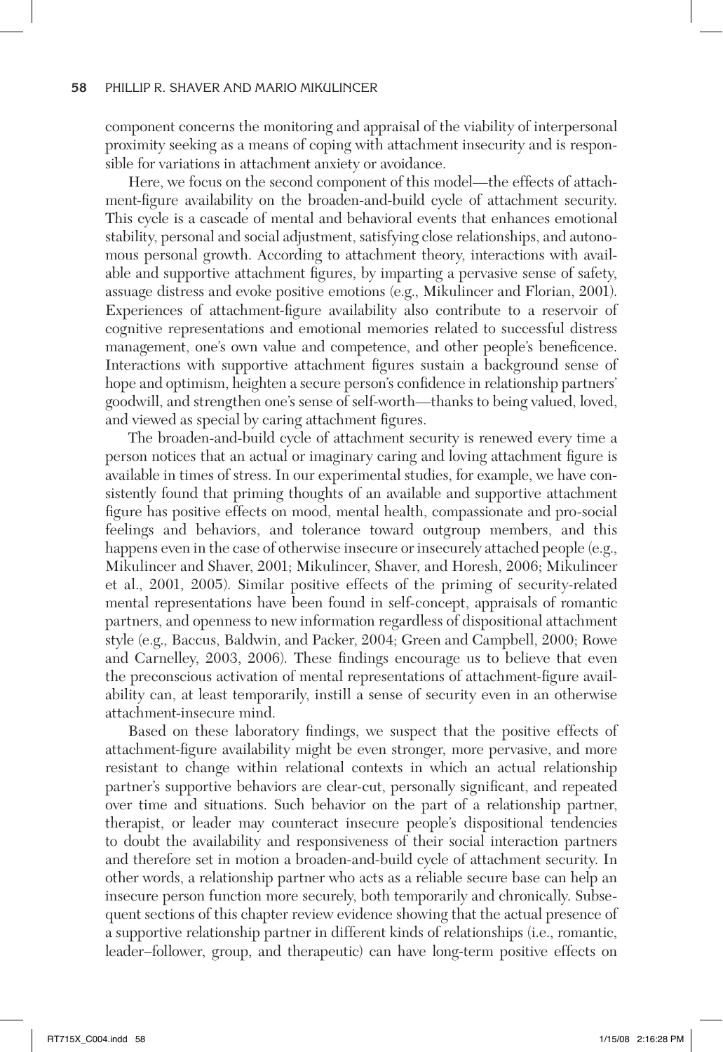component concerns the monitoring and appraisal of the viability of interpersonal proximity seeking as a means of coping with attachment insecurity and is responsible for variations in attachment anxiety or avoidance.

Here, we focus on the second component of this model—the effects of attachment-figure availability on the broaden-and-build cycle of attachment security. This cycle is a cascade of mental and behavioral events that enhances emotional stability, personal and social adjustment, satisfying close relationships, and autonomous personal growth. According to attachment theory, interactions with available and supportive attachment figures, by imparting a pervasive sense of safety, assuage distress and evoke positive emotions (e.g., Mikulincer and Florian, 2001). Experiences of attachment-figure availability also contribute to a reservoir of cognitive representations and emotional memories related to successful distress management, one's own value and competence, and other people's beneficence. Interactions with supportive attachment figures sustain a background sense of hope and optimism, heighten a secure person's confidence in relationship partners' goodwill, and strengthen one's sense of self-worth—thanks to being valued, loved, and viewed as special by caring attachment figures.

The broaden-and-build cycle of attachment security is renewed every time a person notices that an actual or imaginary caring and loving attachment figure is available in times of stress. In our experimental studies, for example, we have consistently found that priming thoughts of an available and supportive attachment figure has positive effects on mood, mental health, compassionate and pro-social feelings and behaviors, and tolerance toward outgroup members, and this happens even in the case of otherwise insecure or insecurely attached people (e.g., Mikulincer and Shaver, 2001; Mikulincer, Shaver, and Horesh, 2006; Mikulincer et al., 2001, 2005). Similar positive effects of the priming of security-related mental representations have been found in self-concept, appraisals of romantic partners, and openness to new information regardless of dispositional attachment style (e.g., Baccus, Baldwin, and Packer, 2004; Green and Campbell, 2000; Rowe and Carnelley, 2003, 2006). These findings encourage us to believe that even the preconscious activation of mental representations of attachment-figure availability can, at least temporarily, instill a sense of security even in an otherwise attachment-insecure mind.

Based on these laboratory findings, we suspect that the positive effects of attachment-figure availability might be even stronger, more pervasive, and more resistant to change within relational contexts in which an actual relationship partner's supportive behaviors are clear-cut, personally significant, and repeated over time and situations. Such behavior on the part of a relationship partner, therapist, or leader may counteract insecure people's dispositional tendencies to doubt the availability and responsiveness of their social interaction partners and therefore set in motion a broaden-and-build cycle of attachment security. In other words, a relationship partner who acts as a reliable secure base can help an insecure person function more securely, both temporarily and chronically. Subsequent sections of this chapter review evidence showing that the actual presence of a supportive relationship partner in different kinds of relationships (i.e., romantic, leader–follower, group, and therapeutic) can have long-term positive effects on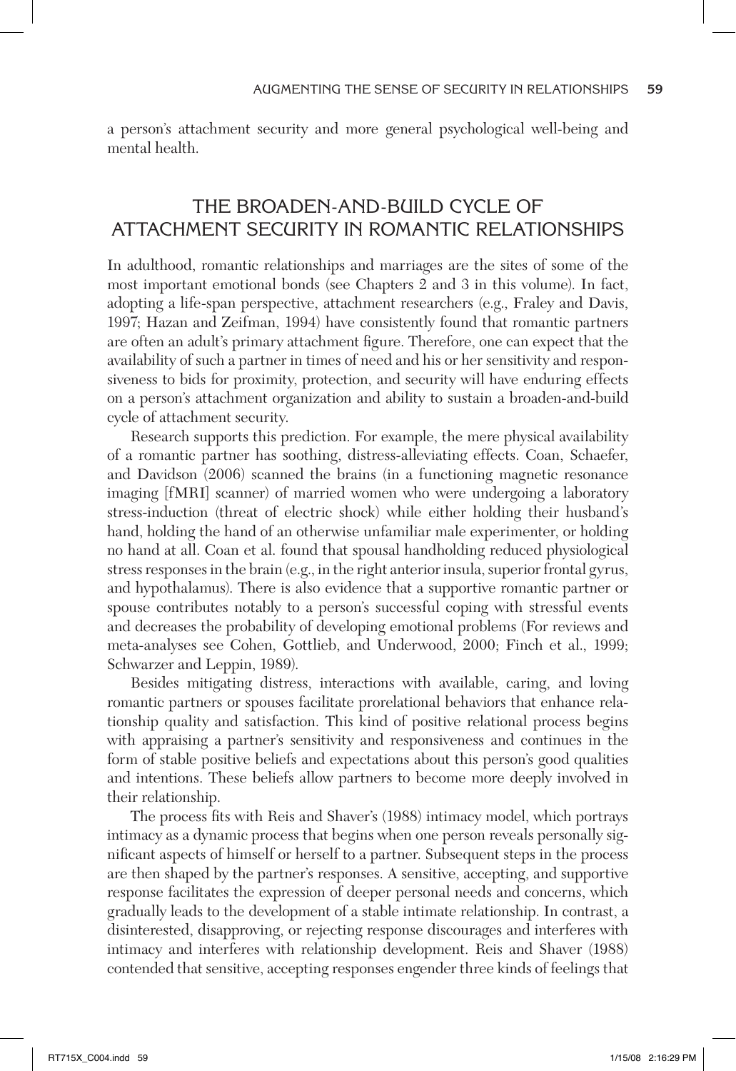a person's attachment security and more general psychological well-being and mental health.

## THE BROADEN-AND-BUILD CYCLE OF ATTACHMENT SECURITY IN ROMANTIC RELATIONSHIPS

In adulthood, romantic relationships and marriages are the sites of some of the most important emotional bonds (see Chapters 2 and 3 in this volume). In fact, adopting a life-span perspective, attachment researchers (e.g., Fraley and Davis, 1997; Hazan and Zeifman, 1994) have consistently found that romantic partners are often an adult's primary attachment figure. Therefore, one can expect that the availability of such a partner in times of need and his or her sensitivity and responsiveness to bids for proximity, protection, and security will have enduring effects on a person's attachment organization and ability to sustain a broaden-and-build cycle of attachment security.

Research supports this prediction. For example, the mere physical availability of a romantic partner has soothing, distress-alleviating effects. Coan, Schaefer, and Davidson (2006) scanned the brains (in a functioning magnetic resonance imaging [fMRI] scanner) of married women who were undergoing a laboratory stress-induction (threat of electric shock) while either holding their husband's hand, holding the hand of an otherwise unfamiliar male experimenter, or holding no hand at all. Coan et al. found that spousal handholding reduced physiological stress responses in the brain (e.g., in the right anterior insula, superior frontal gyrus, and hypothalamus). There is also evidence that a supportive romantic partner or spouse contributes notably to a person's successful coping with stressful events and decreases the probability of developing emotional problems (For reviews and meta-analyses see Cohen, Gottlieb, and Underwood, 2000; Finch et al., 1999; Schwarzer and Leppin, 1989).

Besides mitigating distress, interactions with available, caring, and loving romantic partners or spouses facilitate prorelational behaviors that enhance relationship quality and satisfaction. This kind of positive relational process begins with appraising a partner's sensitivity and responsiveness and continues in the form of stable positive beliefs and expectations about this person's good qualities and intentions. These beliefs allow partners to become more deeply involved in their relationship.

The process fits with Reis and Shaver's (1988) intimacy model, which portrays intimacy as a dynamic process that begins when one person reveals personally significant aspects of himself or herself to a partner. Subsequent steps in the process are then shaped by the partner's responses. A sensitive, accepting, and supportive response facilitates the expression of deeper personal needs and concerns, which gradually leads to the development of a stable intimate relationship. In contrast, a disinterested, disapproving, or rejecting response discourages and interferes with intimacy and interferes with relationship development. Reis and Shaver (1988) contended that sensitive, accepting responses engender three kinds of feelings that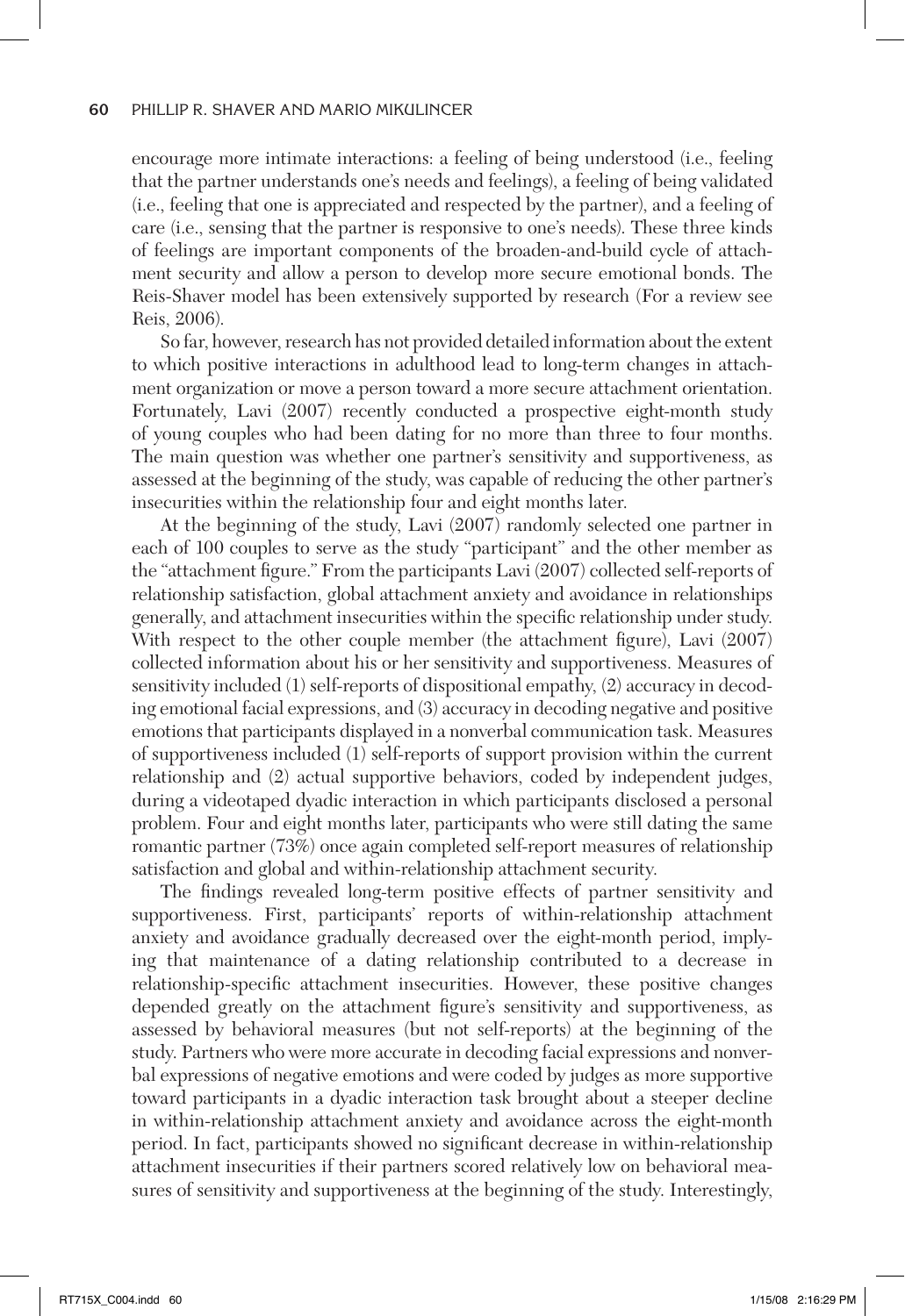encourage more intimate interactions: a feeling of being understood (i.e., feeling that the partner understands one's needs and feelings), a feeling of being validated (i.e., feeling that one is appreciated and respected by the partner), and a feeling of care (i.e., sensing that the partner is responsive to one's needs). These three kinds of feelings are important components of the broaden-and-build cycle of attachment security and allow a person to develop more secure emotional bonds. The Reis-Shaver model has been extensively supported by research (For a review see Reis, 2006).

So far, however, research has not provided detailed information about the extent to which positive interactions in adulthood lead to long-term changes in attachment organization or move a person toward a more secure attachment orientation. Fortunately, Lavi (2007) recently conducted a prospective eight-month study of young couples who had been dating for no more than three to four months. The main question was whether one partner's sensitivity and supportiveness, as assessed at the beginning of the study, was capable of reducing the other partner's insecurities within the relationship four and eight months later.

At the beginning of the study, Lavi (2007) randomly selected one partner in each of 100 couples to serve as the study "participant" and the other member as the "attachment figure." From the participants Lavi (2007) collected self-reports of relationship satisfaction, global attachment anxiety and avoidance in relationships generally, and attachment insecurities within the specific relationship under study. With respect to the other couple member (the attachment figure), Lavi (2007) collected information about his or her sensitivity and supportiveness. Measures of sensitivity included (1) self-reports of dispositional empathy, (2) accuracy in decoding emotional facial expressions, and (3) accuracy in decoding negative and positive emotions that participants displayed in a nonverbal communication task. Measures of supportiveness included (1) self-reports of support provision within the current relationship and (2) actual supportive behaviors, coded by independent judges, during a videotaped dyadic interaction in which participants disclosed a personal problem. Four and eight months later, participants who were still dating the same romantic partner (73%) once again completed self-report measures of relationship satisfaction and global and within-relationship attachment security.

The findings revealed long-term positive effects of partner sensitivity and supportiveness. First, participants' reports of within-relationship attachment anxiety and avoidance gradually decreased over the eight-month period, implying that maintenance of a dating relationship contributed to a decrease in relationship-specific attachment insecurities. However, these positive changes depended greatly on the attachment figure's sensitivity and supportiveness, as assessed by behavioral measures (but not self-reports) at the beginning of the study. Partners who were more accurate in decoding facial expressions and nonverbal expressions of negative emotions and were coded by judges as more supportive toward participants in a dyadic interaction task brought about a steeper decline in within-relationship attachment anxiety and avoidance across the eight-month period. In fact, participants showed no significant decrease in within-relationship attachment insecurities if their partners scored relatively low on behavioral measures of sensitivity and supportiveness at the beginning of the study. Interestingly,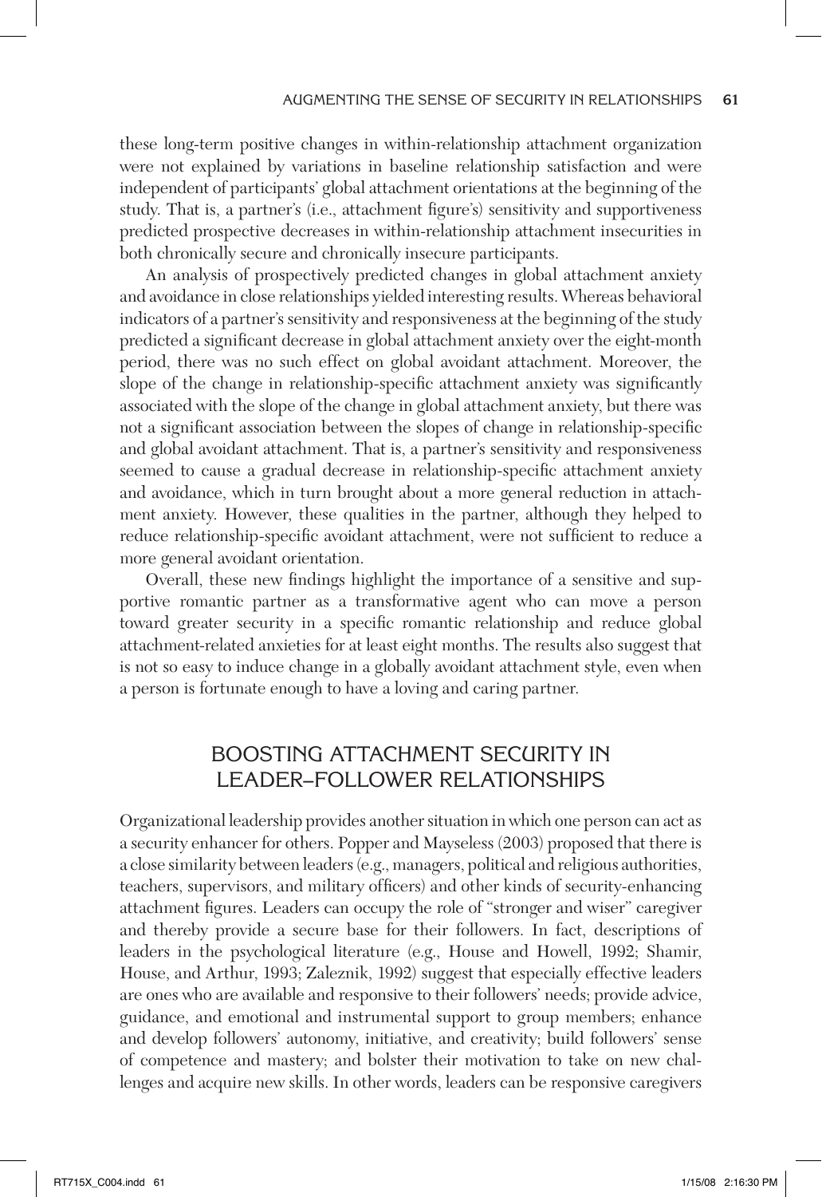these long-term positive changes in within-relationship attachment organization were not explained by variations in baseline relationship satisfaction and were independent of participants' global attachment orientations at the beginning of the study. That is, a partner's (i.e., attachment figure's) sensitivity and supportiveness predicted prospective decreases in within-relationship attachment insecurities in both chronically secure and chronically insecure participants.

An analysis of prospectively predicted changes in global attachment anxiety and avoidance in close relationships yielded interesting results. Whereas behavioral indicators of a partner's sensitivity and responsiveness at the beginning of the study predicted a significant decrease in global attachment anxiety over the eight-month period, there was no such effect on global avoidant attachment. Moreover, the slope of the change in relationship-specific attachment anxiety was significantly associated with the slope of the change in global attachment anxiety, but there was not a significant association between the slopes of change in relationship-specific and global avoidant attachment. That is, a partner's sensitivity and responsiveness seemed to cause a gradual decrease in relationship-specific attachment anxiety and avoidance, which in turn brought about a more general reduction in attachment anxiety. However, these qualities in the partner, although they helped to reduce relationship-specific avoidant attachment, were not sufficient to reduce a more general avoidant orientation.

Overall, these new findings highlight the importance of a sensitive and supportive romantic partner as a transformative agent who can move a person toward greater security in a specific romantic relationship and reduce global attachment-related anxieties for at least eight months. The results also suggest that is not so easy to induce change in a globally avoidant attachment style, even when a person is fortunate enough to have a loving and caring partner.

## BOOSTING ATTACHMENT SECURITY IN LEADER–FOLLOWER RELATIONSHIPS

Organizational leadership provides another situation in which one person can act as a security enhancer for others. Popper and Mayseless (2003) proposed that there is a close similarity between leaders (e.g., managers, political and religious authorities, teachers, supervisors, and military officers) and other kinds of security-enhancing attachment figures. Leaders can occupy the role of "stronger and wiser" caregiver and thereby provide a secure base for their followers. In fact, descriptions of leaders in the psychological literature (e.g., House and Howell, 1992; Shamir, House, and Arthur, 1993; Zaleznik, 1992) suggest that especially effective leaders are ones who are available and responsive to their followers' needs; provide advice, guidance, and emotional and instrumental support to group members; enhance and develop followers' autonomy, initiative, and creativity; build followers' sense of competence and mastery; and bolster their motivation to take on new challenges and acquire new skills. In other words, leaders can be responsive caregivers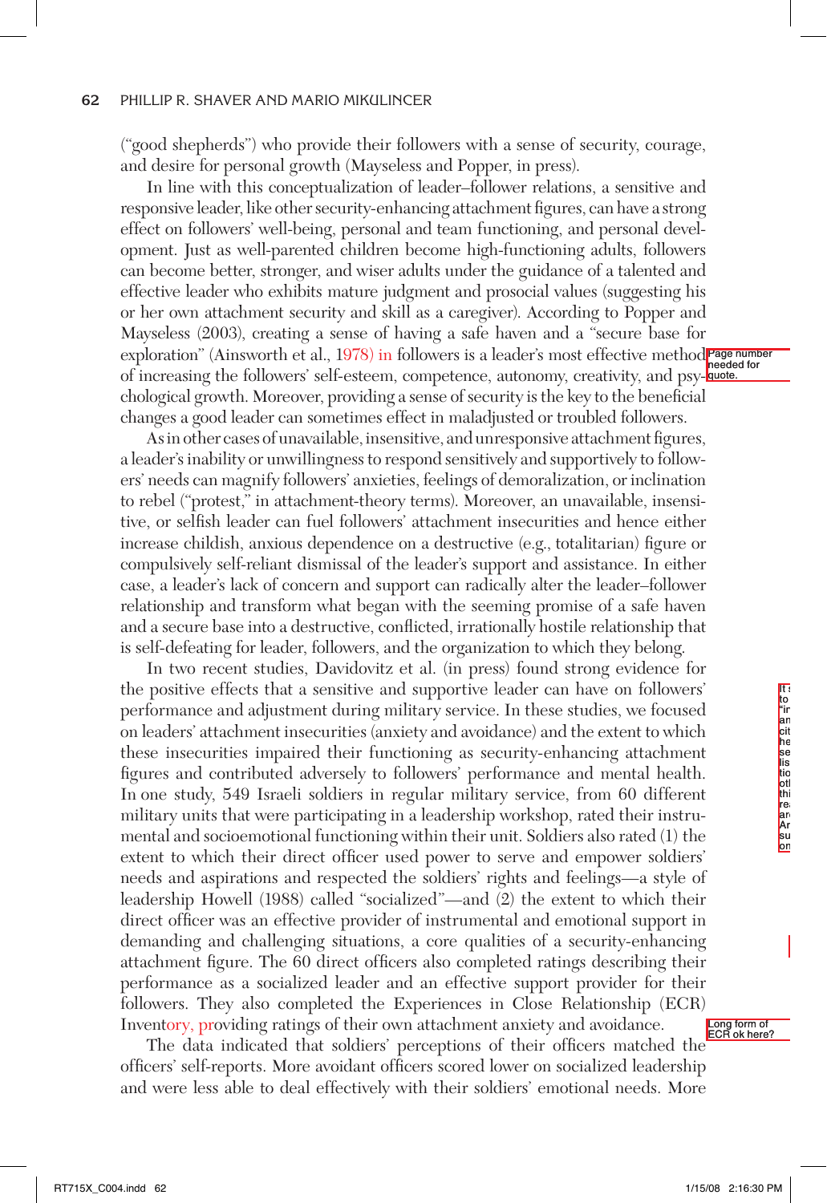("good shepherds") who provide their followers with a sense of security, courage, and desire for personal growth (Mayseless and Popper, in press).

In line with this conceptualization of leader–follower relations, a sensitive and responsive leader, like other security-enhancing attachment figures, can have a strong effect on followers' well-being, personal and team functioning, and personal development. Just as well-parented children become high-functioning adults, followers can become better, stronger, and wiser adults under the guidance of a talented and effective leader who exhibits mature judgment and prosocial values (suggesting his or her own attachment security and skill as a caregiver). According to Popper and Mayseless (2003), creating a sense of having a safe haven and a "secure base for exploration" (Ainsworth et al., 1978) in followers is a leader's most effective method of increasing the followers' self-esteem, competence, autonomy, creativity, and psychological growth. Moreover, providing a sense of security is the key to the beneficial changes a good leader can sometimes effect in maladjusted or troubled followers.

As in other cases of unavailable, insensitive, and unresponsive attachment figures, a leader's inability or unwillingness to respond sensitively and supportively to followers' needs can magnify followers' anxieties, feelings of demoralization, or inclination to rebel ("protest," in attachment-theory terms). Moreover, an unavailable, insensitive, or selfish leader can fuel followers' attachment insecurities and hence either increase childish, anxious dependence on a destructive (e.g., totalitarian) figure or compulsively self-reliant dismissal of the leader's support and assistance. In either case, a leader's lack of concern and support can radically alter the leader–follower relationship and transform what began with the seeming promise of a safe haven and a secure base into a destructive, conflicted, irrationally hostile relationship that is self-defeating for leader, followers, and the organization to which they belong.

In two recent studies, Davidovitz et al. (in press) found strong evidence for the positive effects that a sensitive and supportive leader can have on followers' performance and adjustment during military service. In these studies, we focused on leaders' attachment insecurities (anxiety and avoidance) and the extent to which these insecurities impaired their functioning as security-enhancing attachment figures and contributed adversely to followers' performance and mental health. In one study, 549 Israeli soldiers in regular military service, from 60 different military units that were participating in a leadership workshop, rated their instrumental and socioemotional functioning within their unit. Soldiers also rated (1) the extent to which their direct officer used power to serve and empower soldiers' needs and aspirations and respected the soldiers' rights and feelings—a style of leadership Howell (1988) called "socialized"—and (2) the extent to which their direct officer was an effective provider of instrumental and emotional support in demanding and challenging situations, a core qualities of a security-enhancing attachment figure. The 60 direct officers also completed ratings describing their performance as a socialized leader and an effective support provider for their followers. They also completed the Experiences in Close Relationship (ECR) Inventory, providing ratings of their own attachment anxiety and avoidance.

The data indicated that soldiers' perceptions of their officers matched the officers' self-reports. More avoidant officers scored lower on socialized leadership and were less able to deal effectively with their soldiers' emotional needs. More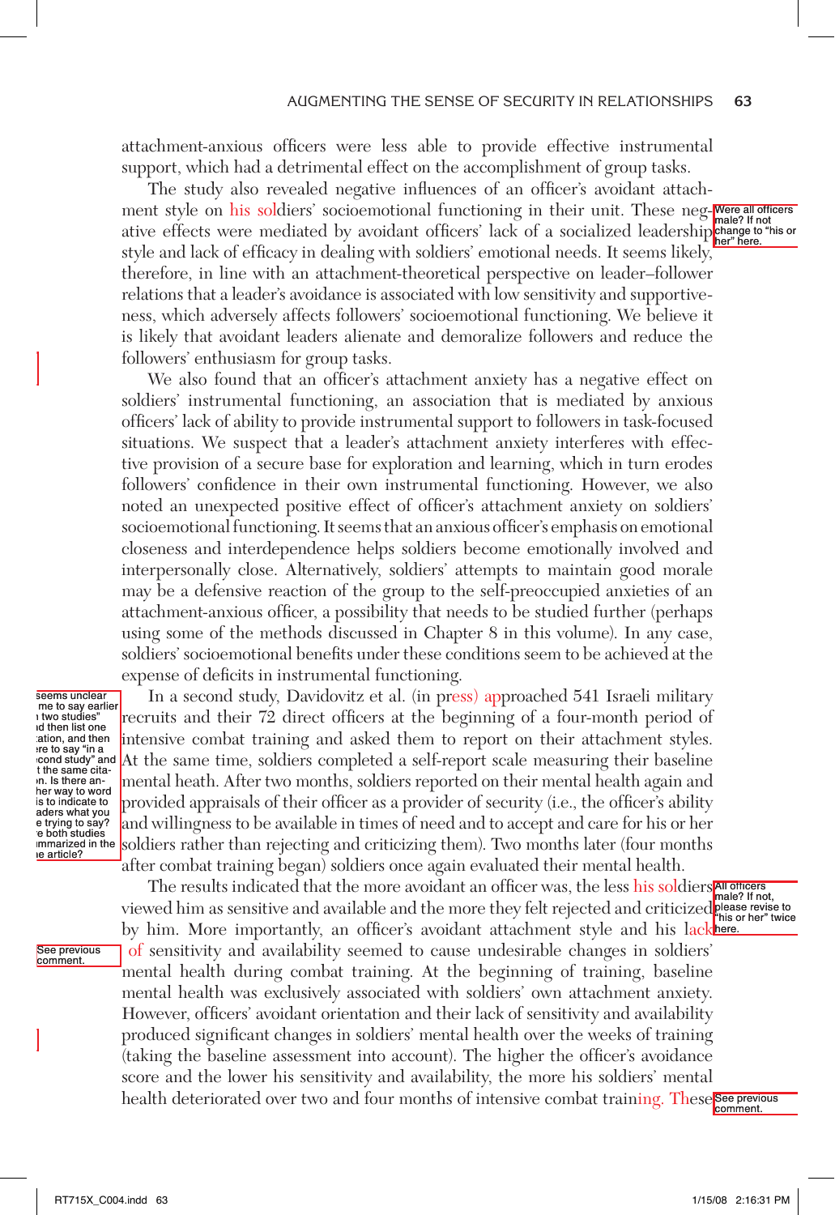attachment-anxious officers were less able to provide effective instrumental support, which had a detrimental effect on the accomplishment of group tasks.

The study also revealed negative influences of an officer's avoidant attachment style on his soldiers' socioemotional functioning in their unit. These negative effects were mediated by avoidant officers' lack of a socialized leadership style and lack of efficacy in dealing with soldiers' emotional needs. It seems likely, therefore, in line with an attachment-theoretical perspective on leader–follower relations that a leader's avoidance is associated with low sensitivity and supportiveness, which adversely affects followers' socioemotional functioning. We believe it is likely that avoidant leaders alienate and demoralize followers and reduce the followers' enthusiasm for group tasks.

We also found that an officer's attachment anxiety has a negative effect on soldiers' instrumental functioning, an association that is mediated by anxious officers' lack of ability to provide instrumental support to followers in task-focused situations. We suspect that a leader's attachment anxiety interferes with effective provision of a secure base for exploration and learning, which in turn erodes followers' confidence in their own instrumental functioning. However, we also noted an unexpected positive effect of officer's attachment anxiety on soldiers' socioemotional functioning. It seems that an anxious officer's emphasis on emotional closeness and interdependence helps soldiers become emotionally involved and interpersonally close. Alternatively, soldiers' attempts to maintain good morale may be a defensive reaction of the group to the self-preoccupied anxieties of an attachment-anxious officer, a possibility that needs to be studied further (perhaps using some of the methods discussed in Chapter 8 in this volume). In any case, soldiers' socioemotional benefits under these conditions seem to be achieved at the expense of deficits in instrumental functioning.

In a second study, Davidovitz et al. (in press) approached 541 Israeli military recruits and their 72 direct officers at the beginning of a four-month period of intensive combat training and asked them to report on their attachment styles. At the same time, soldiers completed a self-report scale measuring their baseline mental heath. After two months, soldiers reported on their mental health again and provided appraisals of their officer as a provider of security (i.e., the officer's ability and willingness to be available in times of need and to accept and care for his or her soldiers rather than rejecting and criticizing them). Two months later (four months after combat training began) soldiers once again evaluated their mental health.

The results indicated that the more avoidant an officer was, the less his soldiers viewed him as sensitive and available and the more they felt rejected and criticized by him. More importantly, an officer's avoidant attachment style and his lack of sensitivity and availability seemed to cause undesirable changes in soldiers' mental health during combat training. At the beginning of training, baseline mental health was exclusively associated with soldiers' own attachment anxiety. However, officers' avoidant orientation and their lack of sensitivity and availability produced significant changes in soldiers' mental health over the weeks of training (taking the baseline assessment into account). The higher the officer's avoidance score and the lower his sensitivity and availability, the more his soldiers' mental health deteriorated over two and four months of intensive combat training. These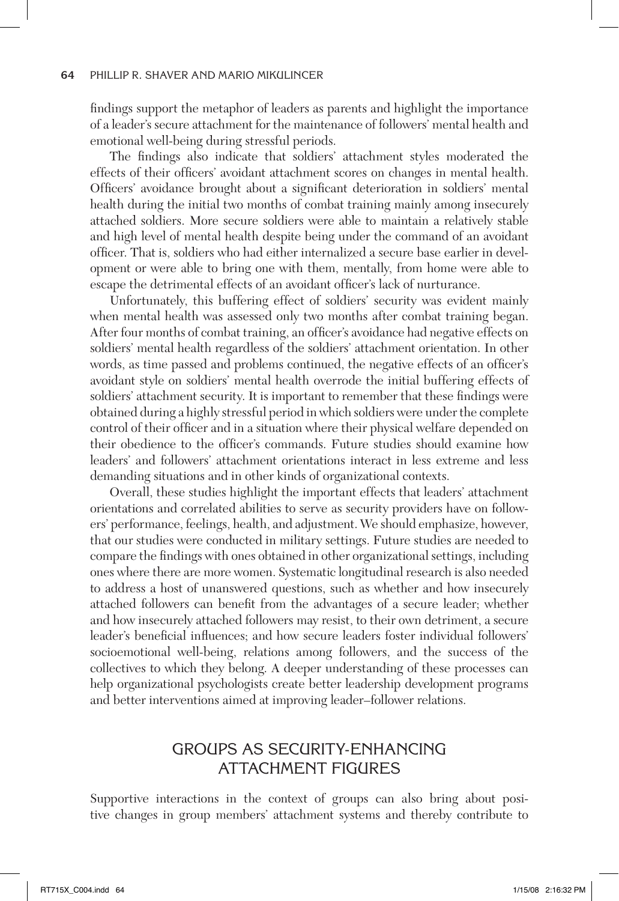findings support the metaphor of leaders as parents and highlight the importance of a leader's secure attachment for the maintenance of followers' mental health and emotional well-being during stressful periods.

The findings also indicate that soldiers' attachment styles moderated the effects of their officers' avoidant attachment scores on changes in mental health. Officers' avoidance brought about a significant deterioration in soldiers' mental health during the initial two months of combat training mainly among insecurely attached soldiers. More secure soldiers were able to maintain a relatively stable and high level of mental health despite being under the command of an avoidant officer. That is, soldiers who had either internalized a secure base earlier in development or were able to bring one with them, mentally, from home were able to escape the detrimental effects of an avoidant officer's lack of nurturance.

Unfortunately, this buffering effect of soldiers' security was evident mainly when mental health was assessed only two months after combat training began. After four months of combat training, an officer's avoidance had negative effects on soldiers' mental health regardless of the soldiers' attachment orientation. In other words, as time passed and problems continued, the negative effects of an officer's avoidant style on soldiers' mental health overrode the initial buffering effects of soldiers' attachment security. It is important to remember that these findings were obtained during a highly stressful period in which soldiers were under the complete control of their officer and in a situation where their physical welfare depended on their obedience to the officer's commands. Future studies should examine how leaders' and followers' attachment orientations interact in less extreme and less demanding situations and in other kinds of organizational contexts.

Overall, these studies highlight the important effects that leaders' attachment orientations and correlated abilities to serve as security providers have on followers' performance, feelings, health, and adjustment. We should emphasize, however, that our studies were conducted in military settings. Future studies are needed to compare the findings with ones obtained in other organizational settings, including ones where there are more women. Systematic longitudinal research is also needed to address a host of unanswered questions, such as whether and how insecurely attached followers can benefit from the advantages of a secure leader; whether and how insecurely attached followers may resist, to their own detriment, a secure leader's beneficial influences; and how secure leaders foster individual followers' socioemotional well-being, relations among followers, and the success of the collectives to which they belong. A deeper understanding of these processes can help organizational psychologists create better leadership development programs and better interventions aimed at improving leader–follower relations.

## GROUPS AS SECURITY-ENHANCING ATTACHMENT FIGURES

Supportive interactions in the context of groups can also bring about positive changes in group members' attachment systems and thereby contribute to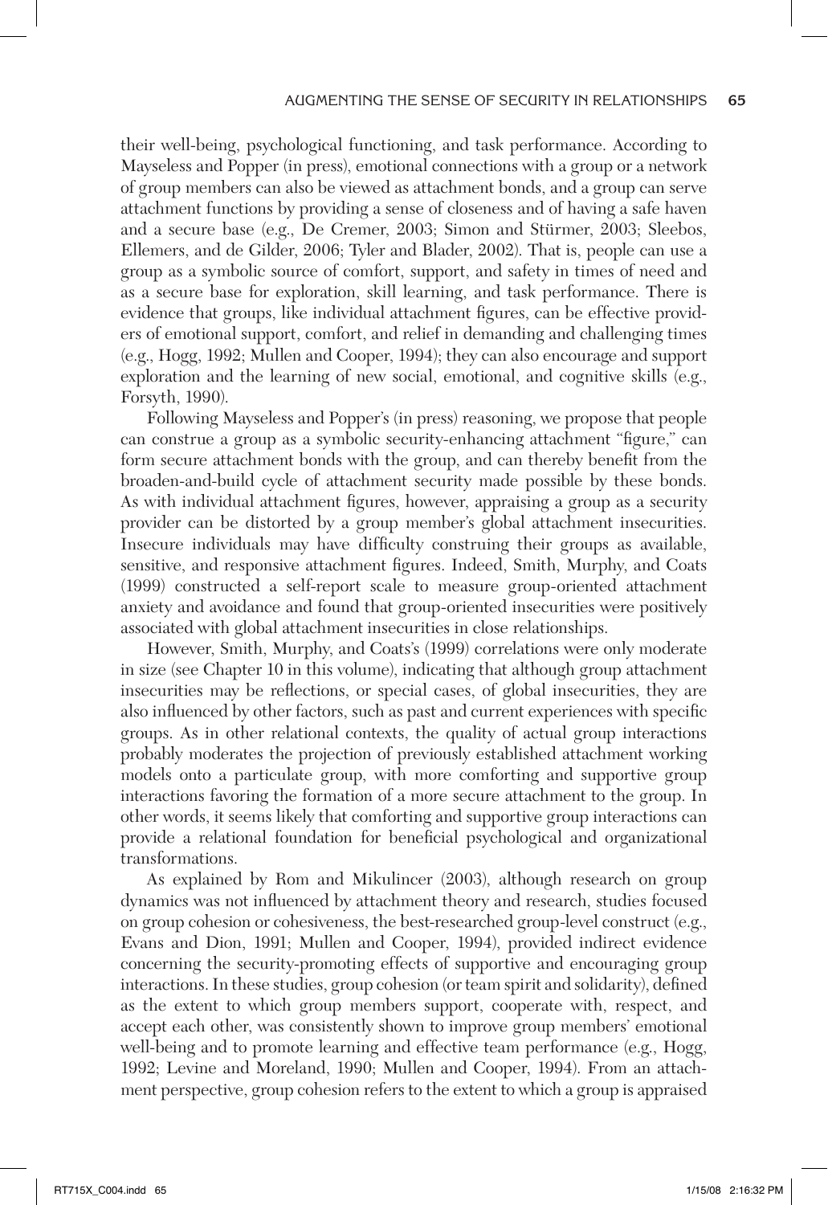their well-being, psychological functioning, and task performance. According to Mayseless and Popper (in press), emotional connections with a group or a network of group members can also be viewed as attachment bonds, and a group can serve attachment functions by providing a sense of closeness and of having a safe haven and a secure base (e.g., De Cremer, 2003; Simon and Stürmer, 2003; Sleebos, Ellemers, and de Gilder, 2006; Tyler and Blader, 2002). That is, people can use a group as a symbolic source of comfort, support, and safety in times of need and as a secure base for exploration, skill learning, and task performance. There is evidence that groups, like individual attachment figures, can be effective providers of emotional support, comfort, and relief in demanding and challenging times (e.g., Hogg, 1992; Mullen and Cooper, 1994); they can also encourage and support exploration and the learning of new social, emotional, and cognitive skills (e.g., Forsyth, 1990).

Following Mayseless and Popper's (in press) reasoning, we propose that people can construe a group as a symbolic security-enhancing attachment "figure," can form secure attachment bonds with the group, and can thereby benefit from the broaden-and-build cycle of attachment security made possible by these bonds. As with individual attachment figures, however, appraising a group as a security provider can be distorted by a group member's global attachment insecurities. Insecure individuals may have difficulty construing their groups as available, sensitive, and responsive attachment figures. Indeed, Smith, Murphy, and Coats (1999) constructed a self-report scale to measure group-oriented attachment anxiety and avoidance and found that group-oriented insecurities were positively associated with global attachment insecurities in close relationships.

However, Smith, Murphy, and Coats's (1999) correlations were only moderate in size (see Chapter 10 in this volume), indicating that although group attachment insecurities may be reflections, or special cases, of global insecurities, they are also influenced by other factors, such as past and current experiences with specific groups. As in other relational contexts, the quality of actual group interactions probably moderates the projection of previously established attachment working models onto a particulate group, with more comforting and supportive group interactions favoring the formation of a more secure attachment to the group. In other words, it seems likely that comforting and supportive group interactions can provide a relational foundation for beneficial psychological and organizational transformations.

As explained by Rom and Mikulincer (2003), although research on group dynamics was not influenced by attachment theory and research, studies focused on group cohesion or cohesiveness, the best-researched group-level construct (e.g., Evans and Dion, 1991; Mullen and Cooper, 1994), provided indirect evidence concerning the security-promoting effects of supportive and encouraging group interactions. In these studies, group cohesion (or team spirit and solidarity), defined as the extent to which group members support, cooperate with, respect, and accept each other, was consistently shown to improve group members' emotional well-being and to promote learning and effective team performance (e.g., Hogg, 1992; Levine and Moreland, 1990; Mullen and Cooper, 1994). From an attachment perspective, group cohesion refers to the extent to which a group is appraised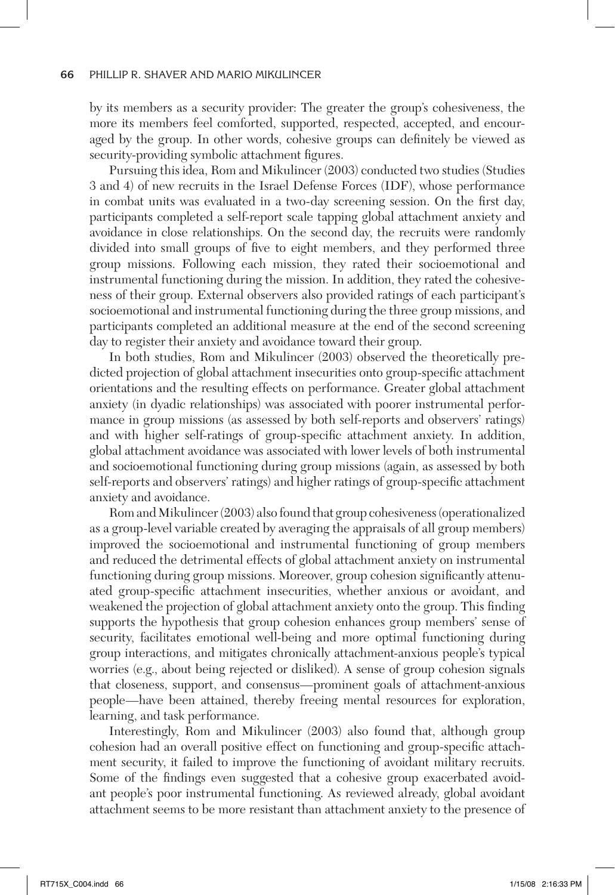by its members as a security provider: The greater the group's cohesiveness, the more its members feel comforted, supported, respected, accepted, and encouraged by the group. In other words, cohesive groups can definitely be viewed as security-providing symbolic attachment figures.

Pursuing this idea, Rom and Mikulincer (2003) conducted two studies (Studies 3 and 4) of new recruits in the Israel Defense Forces (IDF), whose performance in combat units was evaluated in a two-day screening session. On the first day, participants completed a self-report scale tapping global attachment anxiety and avoidance in close relationships. On the second day, the recruits were randomly divided into small groups of five to eight members, and they performed three group missions. Following each mission, they rated their socioemotional and instrumental functioning during the mission. In addition, they rated the cohesiveness of their group. External observers also provided ratings of each participant's socioemotional and instrumental functioning during the three group missions, and participants completed an additional measure at the end of the second screening day to register their anxiety and avoidance toward their group.

In both studies, Rom and Mikulincer (2003) observed the theoretically predicted projection of global attachment insecurities onto group-specific attachment orientations and the resulting effects on performance. Greater global attachment anxiety (in dyadic relationships) was associated with poorer instrumental performance in group missions (as assessed by both self-reports and observers' ratings) and with higher self-ratings of group-specific attachment anxiety. In addition, global attachment avoidance was associated with lower levels of both instrumental and socioemotional functioning during group missions (again, as assessed by both self-reports and observers' ratings) and higher ratings of group-specific attachment anxiety and avoidance.

Rom and Mikulincer (2003) also found that group cohesiveness (operationalized as a group-level variable created by averaging the appraisals of all group members) improved the socioemotional and instrumental functioning of group members and reduced the detrimental effects of global attachment anxiety on instrumental functioning during group missions. Moreover, group cohesion significantly attenuated group-specific attachment insecurities, whether anxious or avoidant, and weakened the projection of global attachment anxiety onto the group. This finding supports the hypothesis that group cohesion enhances group members' sense of security, facilitates emotional well-being and more optimal functioning during group interactions, and mitigates chronically attachment-anxious people's typical worries (e.g., about being rejected or disliked). A sense of group cohesion signals that closeness, support, and consensus—prominent goals of attachment-anxious people—have been attained, thereby freeing mental resources for exploration, learning, and task performance.

Interestingly, Rom and Mikulincer (2003) also found that, although group cohesion had an overall positive effect on functioning and group-specific attachment security, it failed to improve the functioning of avoidant military recruits. Some of the findings even suggested that a cohesive group exacerbated avoidant people's poor instrumental functioning. As reviewed already, global avoidant attachment seems to be more resistant than attachment anxiety to the presence of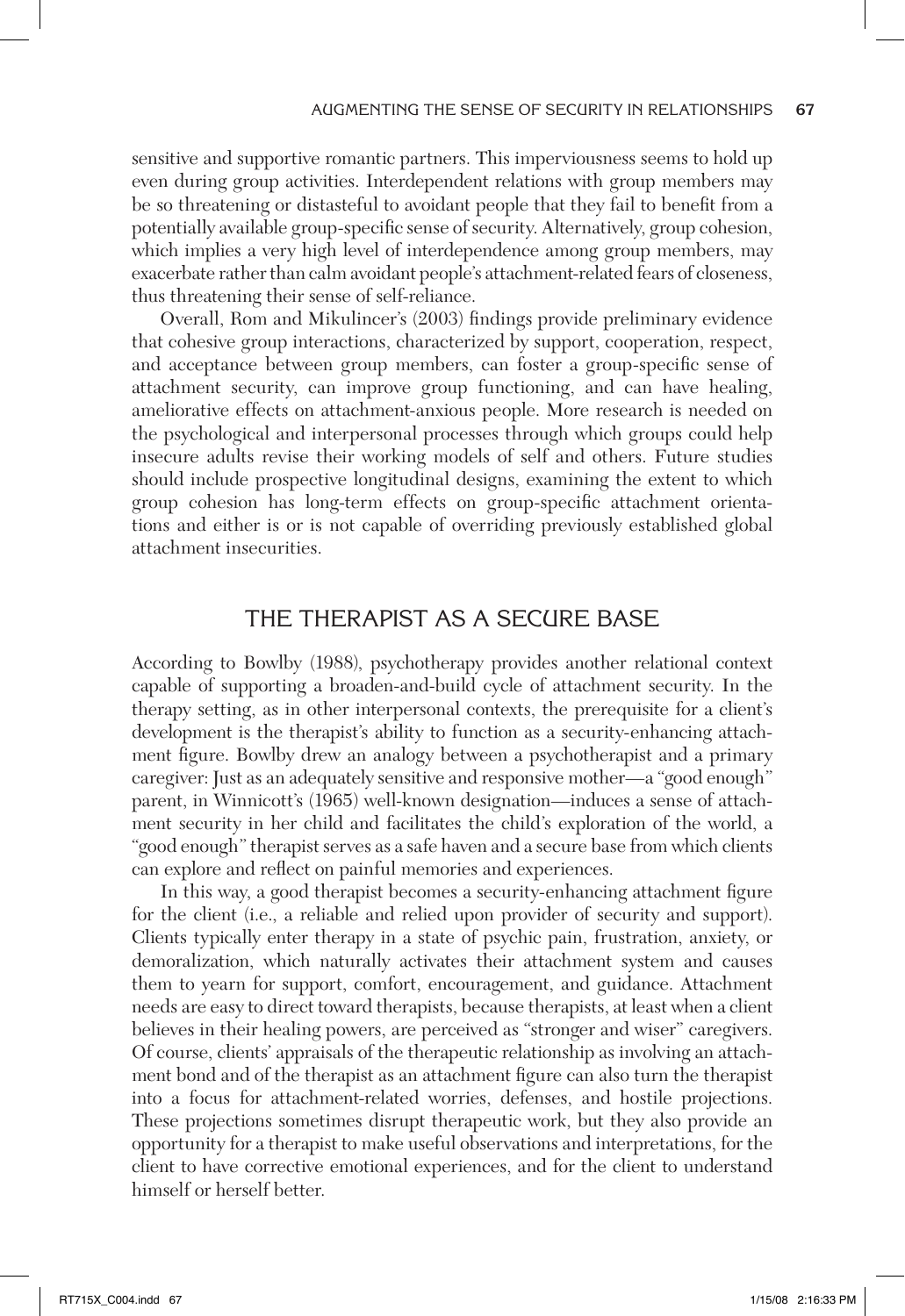sensitive and supportive romantic partners. This imperviousness seems to hold up even during group activities. Interdependent relations with group members may be so threatening or distasteful to avoidant people that they fail to benefit from a potentially available group-specific sense of security. Alternatively, group cohesion, which implies a very high level of interdependence among group members, may exacerbate rather than calm avoidant people's attachment-related fears of closeness, thus threatening their sense of self-reliance.

Overall, Rom and Mikulincer's (2003) findings provide preliminary evidence that cohesive group interactions, characterized by support, cooperation, respect, and acceptance between group members, can foster a group-specific sense of attachment security, can improve group functioning, and can have healing, ameliorative effects on attachment-anxious people. More research is needed on the psychological and interpersonal processes through which groups could help insecure adults revise their working models of self and others. Future studies should include prospective longitudinal designs, examining the extent to which group cohesion has long-term effects on group-specific attachment orientations and either is or is not capable of overriding previously established global attachment insecurities.

## THE THERAPIST AS A SECURE BASE

According to Bowlby (1988), psychotherapy provides another relational context capable of supporting a broaden-and-build cycle of attachment security. In the therapy setting, as in other interpersonal contexts, the prerequisite for a client's development is the therapist's ability to function as a security-enhancing attachment figure. Bowlby drew an analogy between a psychotherapist and a primary caregiver: Just as an adequately sensitive and responsive mother—a "good enough" parent, in Winnicott's (1965) well-known designation—induces a sense of attachment security in her child and facilitates the child's exploration of the world, a "good enough" therapist serves as a safe haven and a secure base from which clients can explore and reflect on painful memories and experiences.

In this way, a good therapist becomes a security-enhancing attachment figure for the client (i.e., a reliable and relied upon provider of security and support). Clients typically enter therapy in a state of psychic pain, frustration, anxiety, or demoralization, which naturally activates their attachment system and causes them to yearn for support, comfort, encouragement, and guidance. Attachment needs are easy to direct toward therapists, because therapists, at least when a client believes in their healing powers, are perceived as "stronger and wiser" caregivers. Of course, clients' appraisals of the therapeutic relationship as involving an attachment bond and of the therapist as an attachment figure can also turn the therapist into a focus for attachment-related worries, defenses, and hostile projections. These projections sometimes disrupt therapeutic work, but they also provide an opportunity for a therapist to make useful observations and interpretations, for the client to have corrective emotional experiences, and for the client to understand himself or herself better.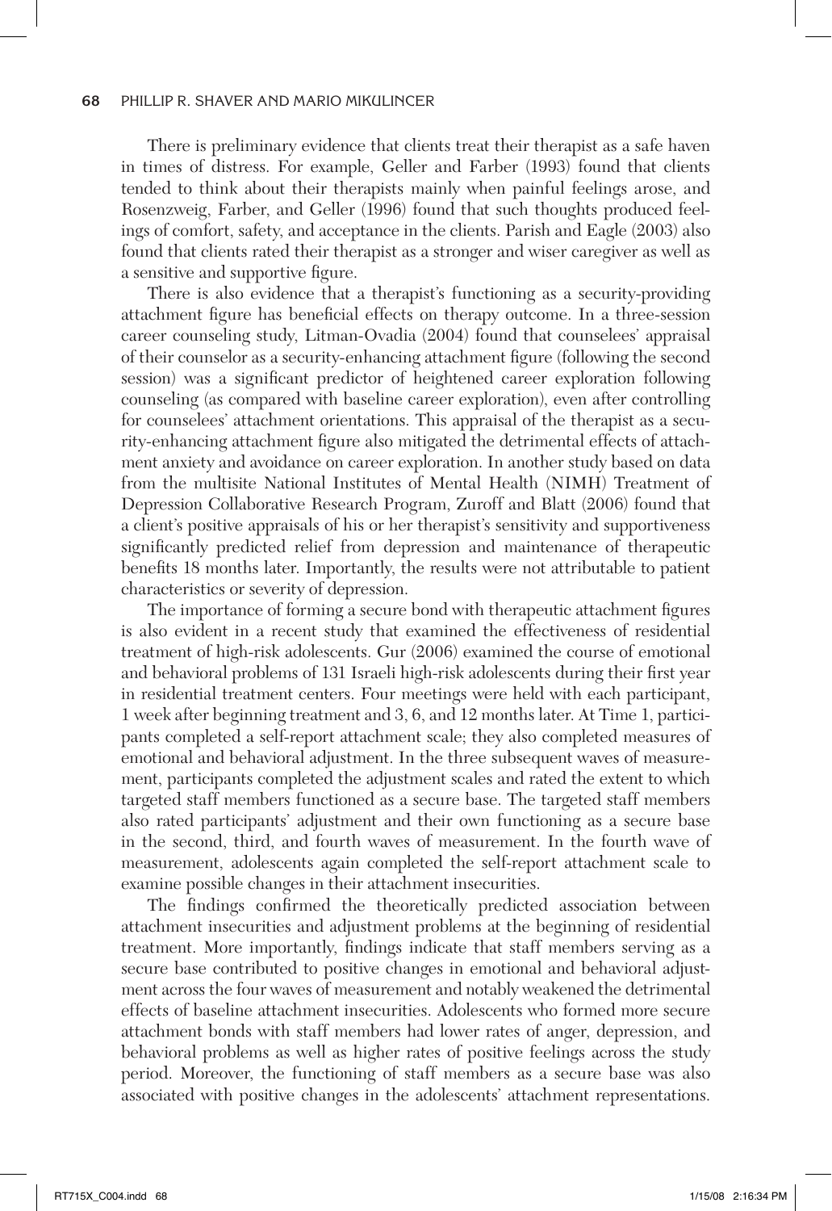There is preliminary evidence that clients treat their therapist as a safe haven in times of distress. For example, Geller and Farber (1993) found that clients tended to think about their therapists mainly when painful feelings arose, and Rosenzweig, Farber, and Geller (1996) found that such thoughts produced feelings of comfort, safety, and acceptance in the clients. Parish and Eagle (2003) also found that clients rated their therapist as a stronger and wiser caregiver as well as a sensitive and supportive figure.

There is also evidence that a therapist's functioning as a security-providing attachment figure has beneficial effects on therapy outcome. In a three-session career counseling study, Litman-Ovadia (2004) found that counselees' appraisal of their counselor as a security-enhancing attachment figure (following the second session) was a significant predictor of heightened career exploration following counseling (as compared with baseline career exploration), even after controlling for counselees' attachment orientations. This appraisal of the therapist as a security-enhancing attachment figure also mitigated the detrimental effects of attachment anxiety and avoidance on career exploration. In another study based on data from the multisite National Institutes of Mental Health (NIMH) Treatment of Depression Collaborative Research Program, Zuroff and Blatt (2006) found that a client's positive appraisals of his or her therapist's sensitivity and supportiveness significantly predicted relief from depression and maintenance of therapeutic benefits 18 months later. Importantly, the results were not attributable to patient characteristics or severity of depression.

The importance of forming a secure bond with therapeutic attachment figures is also evident in a recent study that examined the effectiveness of residential treatment of high-risk adolescents. Gur (2006) examined the course of emotional and behavioral problems of 131 Israeli high-risk adolescents during their first year in residential treatment centers. Four meetings were held with each participant, 1 week after beginning treatment and 3, 6, and 12 months later. At Time 1, participants completed a self-report attachment scale; they also completed measures of emotional and behavioral adjustment. In the three subsequent waves of measurement, participants completed the adjustment scales and rated the extent to which targeted staff members functioned as a secure base. The targeted staff members also rated participants' adjustment and their own functioning as a secure base in the second, third, and fourth waves of measurement. In the fourth wave of measurement, adolescents again completed the self-report attachment scale to examine possible changes in their attachment insecurities.

The findings confirmed the theoretically predicted association between attachment insecurities and adjustment problems at the beginning of residential treatment. More importantly, findings indicate that staff members serving as a secure base contributed to positive changes in emotional and behavioral adjustment across the four waves of measurement and notably weakened the detrimental effects of baseline attachment insecurities. Adolescents who formed more secure attachment bonds with staff members had lower rates of anger, depression, and behavioral problems as well as higher rates of positive feelings across the study period. Moreover, the functioning of staff members as a secure base was also associated with positive changes in the adolescents' attachment representations.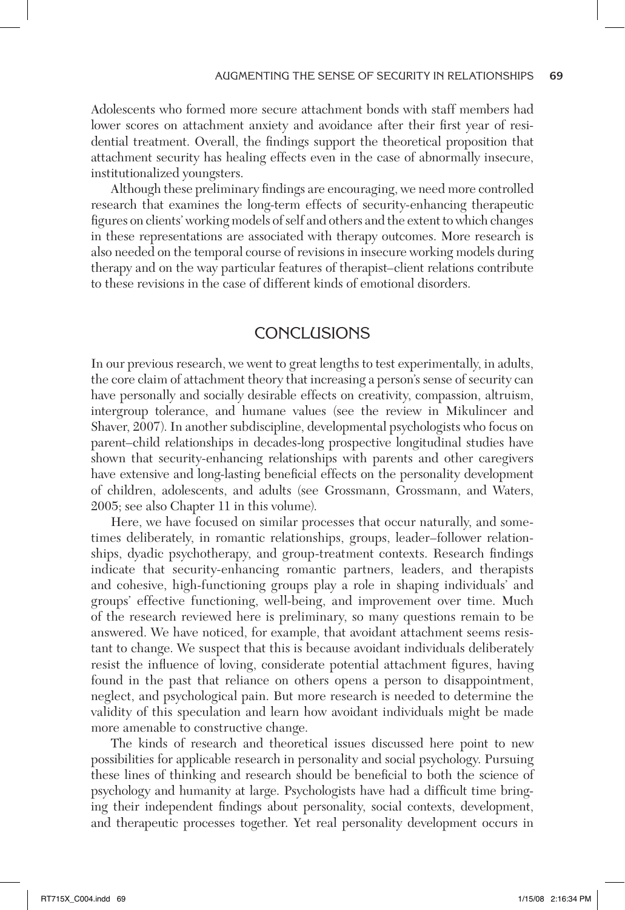Adolescents who formed more secure attachment bonds with staff members had lower scores on attachment anxiety and avoidance after their first year of residential treatment. Overall, the findings support the theoretical proposition that attachment security has healing effects even in the case of abnormally insecure, institutionalized youngsters.

Although these preliminary findings are encouraging, we need more controlled research that examines the long-term effects of security-enhancing therapeutic figures on clients' working models of self and others and the extent to which changes in these representations are associated with therapy outcomes. More research is also needed on the temporal course of revisions in insecure working models during therapy and on the way particular features of therapist–client relations contribute to these revisions in the case of different kinds of emotional disorders.

## CONCLUSIONS

In our previous research, we went to great lengths to test experimentally, in adults, the core claim of attachment theory that increasing a person's sense of security can have personally and socially desirable effects on creativity, compassion, altruism, intergroup tolerance, and humane values (see the review in Mikulincer and Shaver, 2007). In another subdiscipline, developmental psychologists who focus on parent–child relationships in decades-long prospective longitudinal studies have shown that security-enhancing relationships with parents and other caregivers have extensive and long-lasting beneficial effects on the personality development of children, adolescents, and adults (see Grossmann, Grossmann, and Waters, 2005; see also Chapter 11 in this volume).

Here, we have focused on similar processes that occur naturally, and sometimes deliberately, in romantic relationships, groups, leader–follower relationships, dyadic psychotherapy, and group-treatment contexts. Research findings indicate that security-enhancing romantic partners, leaders, and therapists and cohesive, high-functioning groups play a role in shaping individuals' and groups' effective functioning, well-being, and improvement over time. Much of the research reviewed here is preliminary, so many questions remain to be answered. We have noticed, for example, that avoidant attachment seems resistant to change. We suspect that this is because avoidant individuals deliberately resist the influence of loving, considerate potential attachment figures, having found in the past that reliance on others opens a person to disappointment, neglect, and psychological pain. But more research is needed to determine the validity of this speculation and learn how avoidant individuals might be made more amenable to constructive change.

The kinds of research and theoretical issues discussed here point to new possibilities for applicable research in personality and social psychology. Pursuing these lines of thinking and research should be beneficial to both the science of psychology and humanity at large. Psychologists have had a difficult time bringing their independent findings about personality, social contexts, development, and therapeutic processes together. Yet real personality development occurs in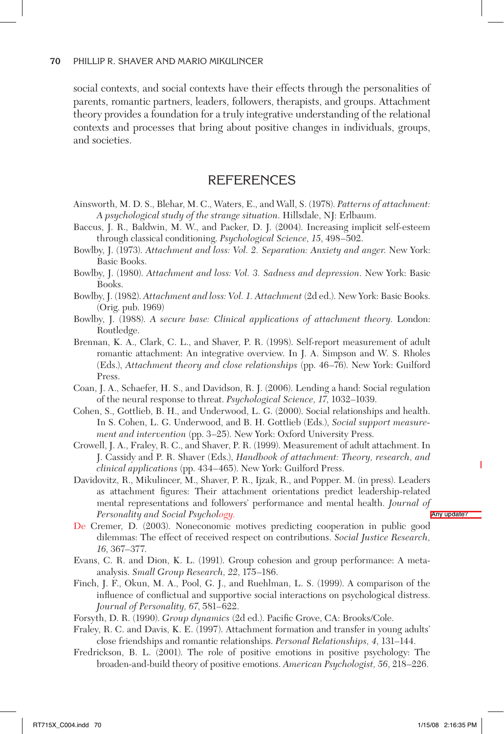social contexts, and social contexts have their effects through the personalities of parents, romantic partners, leaders, followers, therapists, and groups. Attachment theory provides a foundation for a truly integrative understanding of the relational contexts and processes that bring about positive changes in individuals, groups, and societies.

## REFERENCES

Ainsworth, M. D. S., Blehar, M. C., Waters, E., and Wall, S. (1978). *Patterns of attachment: A psychological study of the strange situation*. Hillsdale, NJ: Erlbaum.

Baccus, J. R., Baldwin, M. W., and Packer, D. J. (2004). Increasing implicit self-esteem through classical conditioning. *Psychological Science, 15*, 498–502.

Bowlby, J. (1973). *Attachment and loss: Vol. 2. Separation: Anxiety and anger*. New York: Basic Books.

Bowlby, J. (1980). *Attachment and loss: Vol. 3. Sadness and depression*. New York: Basic Books.

Bowlby, J. (1982). *Attachment and loss: Vol. 1. Attachment* (2d ed.). New York: Basic Books. (Orig. pub. 1969)

Bowlby, J. (1988). *A secure base: Clinical applications of attachment theory*. London: Routledge.

Brennan, K. A., Clark, C. L., and Shaver, P. R. (1998). Self-report measurement of adult romantic attachment: An integrative overview. In J. A. Simpson and W. S. Rholes (Eds.), *Attachment theory and close relationships* (pp. 46–76). New York: Guilford Press.

Coan, J. A., Schaefer, H. S., and Davidson, R. J. (2006). Lending a hand: Social regulation of the neural response to threat. *Psychological Science, 17*, 1032–1039.

Cohen, S., Gottlieb, B. H., and Underwood, L. G. (2000). Social relationships and health. In S. Cohen, L. G. Underwood, and B. H. Gottlieb (Eds.), *Social support measurement and intervention* (pp. 3–25). New York: Oxford University Press.

Crowell, J. A., Fraley, R. C., and Shaver, P. R. (1999). Measurement of adult attachment. In J. Cassidy and P. R. Shaver (Eds.), *Handbook of attachment: Theory, research, and clinical applications* (pp. 434–465). New York: Guilford Press.

Davidovitz, R., Mikulincer, M., Shaver, P. R., Ijzak, R., and Popper. M. (in press). Leaders as attachment figures: Their attachment orientations predict leadership-related mental representations and followers' performance and mental health. *Journal of Personality and Social Psychology.*

De Cremer, D. (2003). Noneconomic motives predicting cooperation in public good dilemmas: The effect of received respect on contributions. *Social Justice Research, 16*, 367–377.

Evans, C. R. and Dion, K. L. (1991). Group cohesion and group performance: A meta-analysis. *Small Group Research, 22*, 175–186.

Finch, J. F., Okun, M. A., Pool, G. J., and Ruehlman, L. S. (1999). A comparison of the influence of conflictual and supportive social interactions on psychological distress. *Journal of Personality, 67*, 581–622.

Forsyth, D. R. (1990). *Group dynamics* (2d ed.). Pacific Grove, CA: Brooks/Cole.

Fraley, R. C. and Davis, K. E. (1997). Attachment formation and transfer in young adults' close friendships and romantic relationships. *Personal Relationships, 4*, 131–144.

Fredrickson, B. L. (2001). The role of positive emotions in positive psychology: The broaden-and-build theory of positive emotions. *American Psychologist, 56*, 218–226.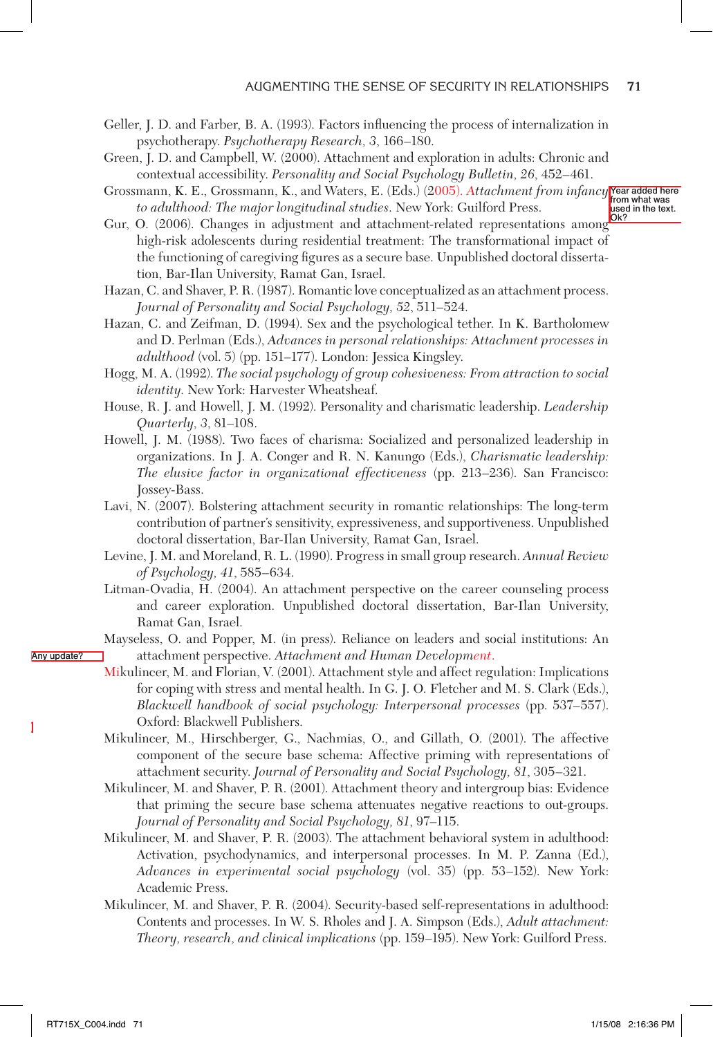Geller, J. D. and Farber, B. A. (1993). Factors influencing the process of internalization in psychotherapy. *Psychotherapy Research, 3*, 166–180.

Green, J. D. and Campbell, W. (2000). Attachment and exploration in adults: Chronic and contextual accessibility. *Personality and Social Psychology Bulletin, 26*, 452–461.

Grossmann, K. E., Grossmann, K., and Waters, E. (Eds.) (2005). *Attachment from infancy to adulthood: The major longitudinal studies*. New York: Guilford Press.

Gur, O. (2006). Changes in adjustment and attachment-related representations among high-risk adolescents during residential treatment: The transformational impact of the functioning of caregiving figures as a secure base. Unpublished doctoral dissertation, Bar-Ilan University, Ramat Gan, Israel.

Hazan, C. and Shaver, P. R. (1987). Romantic love conceptualized as an attachment process. *Journal of Personality and Social Psychology, 52*, 511–524.

Hazan, C. and Zeifman, D. (1994). Sex and the psychological tether. In K. Bartholomew and D. Perlman (Eds.), *Advances in personal relationships: Attachment processes in adulthood* (vol. 5) (pp. 151–177). London: Jessica Kingsley.

Hogg, M. A. (1992). *The social psychology of group cohesiveness: From attraction to social identity*. New York: Harvester Wheatsheaf.

House, R. J. and Howell, J. M. (1992). Personality and charismatic leadership. *Leadership Quarterly, 3*, 81–108.

Howell, J. M. (1988). Two faces of charisma: Socialized and personalized leadership in organizations. In J. A. Conger and R. N. Kanungo (Eds.), *Charismatic leadership: The elusive factor in organizational effectiveness* (pp. 213–236). San Francisco: Jossey-Bass.

Lavi, N. (2007). Bolstering attachment security in romantic relationships: The long-term contribution of partner's sensitivity, expressiveness, and supportiveness. Unpublished doctoral dissertation, Bar-Ilan University, Ramat Gan, Israel.

Levine, J. M. and Moreland, R. L. (1990). Progress in small group research. *Annual Review of Psychology, 41*, 585–634.

Litman-Ovadia, H. (2004). An attachment perspective on the career counseling process and career exploration. Unpublished doctoral dissertation, Bar-Ilan University, Ramat Gan, Israel.

Mayseless, O. and Popper, M. (in press). Reliance on leaders and social institutions: An attachment perspective. *Attachment and Human Development*.

Mikulincer, M. and Florian, V. (2001). Attachment style and affect regulation: Implications for coping with stress and mental health. In G. J. O. Fletcher and M. S. Clark (Eds.), *Blackwell handbook of social psychology: Interpersonal processes* (pp. 537–557). Oxford: Blackwell Publishers.

Mikulincer, M., Hirschberger, G., Nachmias, O., and Gillath, O. (2001). The affective component of the secure base schema: Affective priming with representations of attachment security. *Journal of Personality and Social Psychology, 81*, 305–321.

Mikulincer, M. and Shaver, P. R. (2001). Attachment theory and intergroup bias: Evidence that priming the secure base schema attenuates negative reactions to out-groups. *Journal of Personality and Social Psychology, 81*, 97–115.

Mikulincer, M. and Shaver, P. R. (2003). The attachment behavioral system in adulthood: Activation, psychodynamics, and interpersonal processes. In M. P. Zanna (Ed.), *Advances in experimental social psychology* (vol. 35) (pp. 53–152). New York: Academic Press.

Mikulincer, M. and Shaver, P. R. (2004). Security-based self-representations in adulthood: Contents and processes. In W. S. Rholes and J. A. Simpson (Eds.), *Adult attachment: Theory, research, and clinical implications* (pp. 159–195). New York: Guilford Press.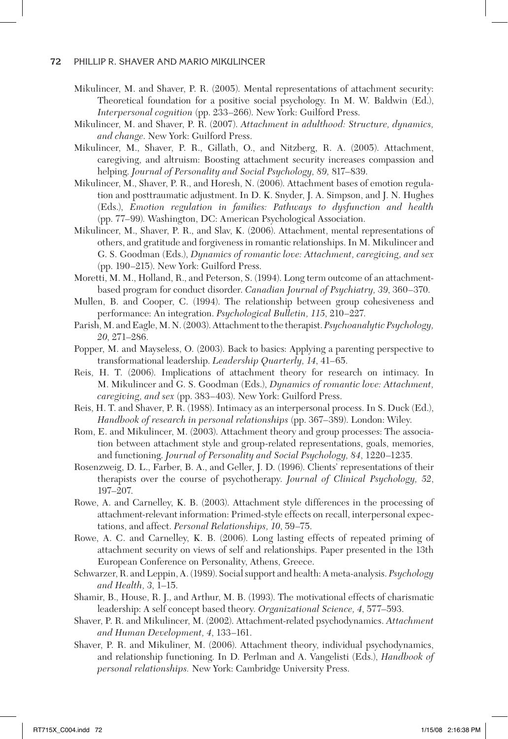Mikulincer, M. and Shaver, P. R. (2005). Mental representations of attachment security: Theoretical foundation for a positive social psychology. In M. W. Baldwin (Ed.), *Interpersonal cognition* (pp. 233–266). New York: Guilford Press.

Mikulincer, M. and Shaver, P. R. (2007). *Attachment in adulthood: Structure, dynamics, and change.* New York: Guilford Press.

Mikulincer, M., Shaver, P. R., Gillath, O., and Nitzberg, R. A. (2005). Attachment, caregiving, and altruism: Boosting attachment security increases compassion and helping. *Journal of Personality and Social Psychology, 89,* 817–839.

Mikulincer, M., Shaver, P. R., and Horesh, N. (2006). Attachment bases of emotion regulation and posttraumatic adjustment. In D. K. Snyder, J. A. Simpson, and J. N. Hughes (Eds.), *Emotion regulation in families: Pathways to dysfunction and health* (pp. 77–99). Washington, DC: American Psychological Association.

Mikulincer, M., Shaver, P. R., and Slav, K. (2006). Attachment, mental representations of others, and gratitude and forgiveness in romantic relationships. In M. Mikulincer and G. S. Goodman (Eds.), *Dynamics of romantic love: Attachment, caregiving, and sex* (pp. 190–215). New York: Guilford Press.

Moretti, M. M., Holland, R., and Peterson, S. (1994). Long term outcome of an attachment-based program for conduct disorder. *Canadian Journal of Psychiatry, 39*, 360–370.

Mullen, B. and Cooper, C. (1994). The relationship between group cohesiveness and performance: An integration. *Psychological Bulletin, 115*, 210–227.

Parish, M. and Eagle, M. N. (2003). Attachment to the therapist. *Psychoanalytic Psychology, 20*, 271–286.

Popper, M. and Mayseless, O. (2003). Back to basics: Applying a parenting perspective to transformational leadership. *Leadership Quarterly, 14*, 41–65.

Reis, H. T. (2006). Implications of attachment theory for research on intimacy. In M. Mikulincer and G. S. Goodman (Eds.), *Dynamics of romantic love: Attachment, caregiving, and sex* (pp. 383–403). New York: Guilford Press.

Reis, H. T. and Shaver, P. R. (1988). Intimacy as an interpersonal process. In S. Duck (Ed.), *Handbook of research in personal relationships* (pp. 367–389). London: Wiley.

Rom, E. and Mikulincer, M. (2003). Attachment theory and group processes: The association between attachment style and group-related representations, goals, memories, and functioning. *Journal of Personality and Social Psychology, 84*, 1220–1235.

Rosenzweig, D. L., Farber, B. A., and Geller, J. D. (1996). Clients' representations of their therapists over the course of psychotherapy. *Journal of Clinical Psychology, 52*, 197–207.

Rowe, A. and Carnelley, K. B. (2003). Attachment style differences in the processing of attachment-relevant information: Primed-style effects on recall, interpersonal expectations, and affect. *Personal Relationships, 10*, 59–75.

Rowe, A. C. and Carnelley, K. B. (2006). Long lasting effects of repeated priming of attachment security on views of self and relationships. Paper presented in the 13th European Conference on Personality, Athens, Greece.

Schwarzer, R. and Leppin, A. (1989). Social support and health: A meta-analysis. *Psychology and Health, 3*, 1–15.

Shamir, B., House, R. J., and Arthur, M. B. (1993). The motivational effects of charismatic leadership: A self concept based theory. *Organizational Science, 4*, 577–593.

Shaver, P. R. and Mikulincer, M. (2002). Attachment-related psychodynamics. *Attachment and Human Development, 4*, 133–161.

Shaver, P. R. and Mikuliner, M. (2006). Attachment theory, individual psychodynamics, and relationship functioning. In D. Perlman and A. Vangelisti (Eds.), *Handbook of personal relationships.* New York: Cambridge University Press.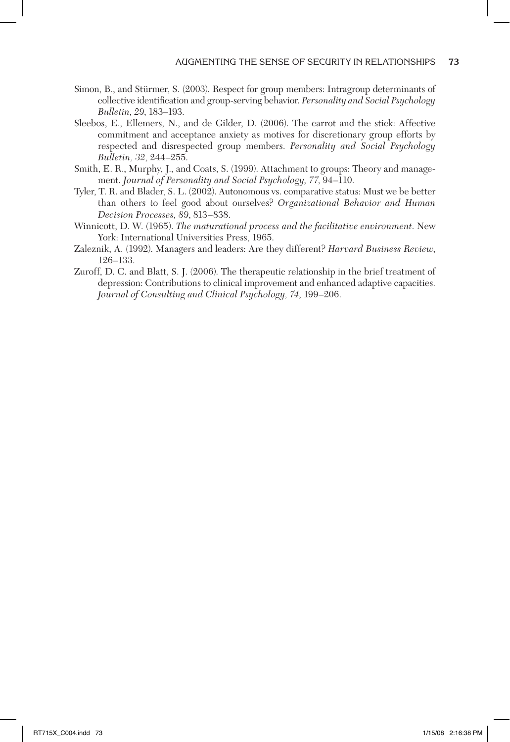Simon, B., and Stürmer, S. (2003). Respect for group members: Intragroup determinants of collective identification and group-serving behavior. *Personality and Social Psychology Bulletin, 29*, 183–193.

Sleebos, E., Ellemers, N., and de Gilder, D. (2006). The carrot and the stick: Affective commitment and acceptance anxiety as motives for discretionary group efforts by respected and disrespected group members. *Personality and Social Psychology Bulletin, 32*, 244–255.

Smith, E. R., Murphy, J., and Coats, S. (1999). Attachment to groups: Theory and management. *Journal of Personality and Social Psychology, 77*, 94–110.

Tyler, T. R. and Blader, S. L. (2002). Autonomous vs. comparative status: Must we be better than others to feel good about ourselves? *Organizational Behavior and Human Decision Processes, 89*, 813–838.

Winnicott, D. W. (1965). *The maturational process and the facilitative environment.* New York: International Universities Press, 1965.

Zaleznik, A. (1992). Managers and leaders: Are they different? *Harvard Business Review*, 126–133.

Zuroff, D. C. and Blatt, S. J. (2006). The therapeutic relationship in the brief treatment of depression: Contributions to clinical improvement and enhanced adaptive capacities. *Journal of Consulting and Clinical Psychology, 74*, 199–206.